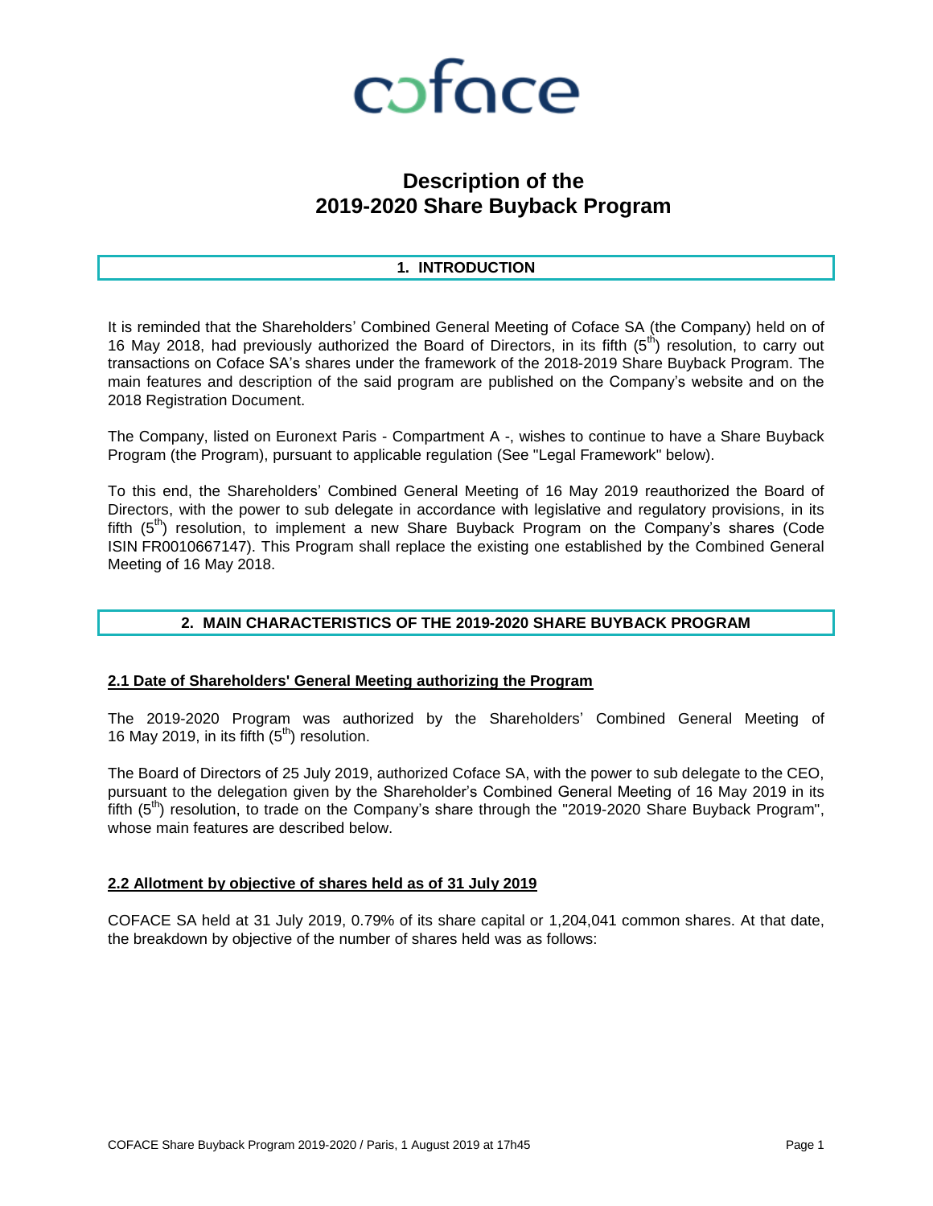coface

# Description of the 2019-2020 Share Buyback Program

## 1. INTRODUCTION

It is reminded that the Shareholders' Combined General Meeting of Coface SA (the Company) held on of 16 May 2018, had previously authorized the Board of Directors, in its fifth (5th) resolution, to carry out transactions on Coface SA's shares under the framework of the 2018-2019 Share Buyback Program. The main features and description of the said program are published on the Company's website and on the 2018 Registration Document.

The Company, listed on Euronext Paris - Compartment A -, wishes to continue to have a Share Buyback Program (the Program), pursuant to applicable regulation (See "Legal Framework" below).

To this end, the Shareholders' Combined General Meeting of 16 May 2019 reauthorized the Board of Directors, with the power to sub delegate in accordance with legislative and regulatory provisions, in its fifth (5th) resolution, to implement a new Share Buyback Program on the Company's shares (Code ISIN FR0010667147). This Program shall replace the existing one established by the Combined General Meeting of 16 May 2018.

## 2. MAIN CHARACTERISTICS OF THE 2019-2020 SHARE BUYBACK PROGRAM

### 2.1 Date of Shareholders' General Meeting authorizing the Program

The 2019-2020 Program was authorized by the Shareholders' Combined General Meeting of 16 May 2019, in its fifth (5th) resolution.

The Board of Directors of 25 July 2019, authorized Coface SA, with the power to sub delegate to the CEO, pursuant to the delegation given by the Shareholder's Combined General Meeting of 16 May 2019 in its fifth (5th) resolution, to trade on the Company's share through the "2019-2020 Share Buyback Program", whose main features are described below.

### 2.2 Allotment by objective of shares held as of 31 July 2019

COFACE SA held at 31 July 2019, 0.79% of its share capital or 1,204,041 common shares. At that date, the breakdown by objective of the number of shares held was as follows: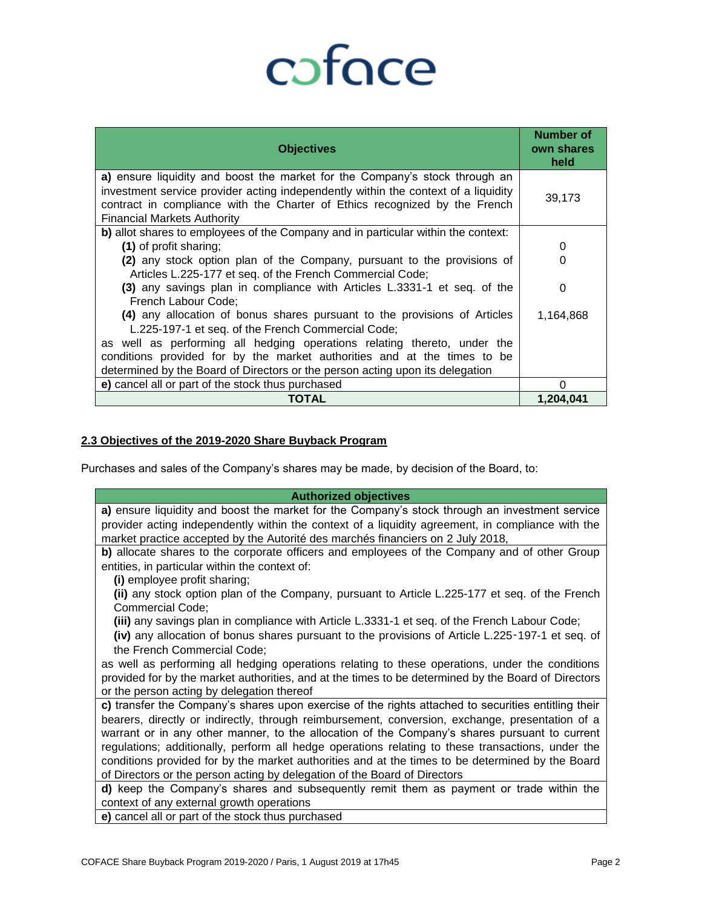| Objectives | Number of own shares held |
|---|---|
| **a)** ensure liquidity and boost the market for the Company's stock through an investment service provider acting independently within the context of a liquidity contract in compliance with the Charter of Ethics recognized by the French Financial Markets Authority | 39,173 |
| **b)** allot shares to employees of the Company and in particular within the context: | |
| **(1)** of profit sharing; | 0 |
| **(2)** any stock option plan of the Company, pursuant to the provisions of Articles L.225-177 et seq. of the French Commercial Code; | 0 |
| **(3)** any savings plan in compliance with Articles L.3331-1 et seq. of the French Labour Code; | 0 |
| **(4)** any allocation of bonus shares pursuant to the provisions of Articles L.225-197-1 et seq. of the French Commercial Code; | 1,164,868 |
| as well as performing all hedging operations relating thereto, under the conditions provided for by the market authorities and at the times to be determined by the Board of Directors or the person acting upon its delegation | |
| **e)** cancel all or part of the stock thus purchased | 0 |
| **TOTAL** | **1,204,041** |

## 2.3 Objectives of the 2019-2020 Share Buyback Program

Purchases and sales of the Company's shares may be made, by decision of the Board, to:

| Authorized objectives |
|---|
| **a)** ensure liquidity and boost the market for the Company's stock through an investment service provider acting independently within the context of a liquidity agreement, in compliance with the market practice accepted by the Autorité des marchés financiers on 2 July 2018, |
| **b)** allocate shares to the corporate officers and employees of the Company and of other Group entities, in particular within the context of:<br>**(i)** employee profit sharing;<br>**(ii)** any stock option plan of the Company, pursuant to Article L.225-177 et seq. of the French Commercial Code;<br>**(iii)** any savings plan in compliance with Article L.3331-1 et seq. of the French Labour Code;<br>**(iv)** any allocation of bonus shares pursuant to the provisions of Article L.225-197-1 et seq. of the French Commercial Code;<br>as well as performing all hedging operations relating to these operations, under the conditions provided for by the market authorities, and at the times to be determined by the Board of Directors or the person acting by delegation thereof |
| **c)** transfer the Company's shares upon exercise of the rights attached to securities entitling their bearers, directly or indirectly, through reimbursement, conversion, exchange, presentation of a warrant or in any other manner, to the allocation of the Company's shares pursuant to current regulations; additionally, perform all hedge operations relating to these transactions, under the conditions provided for by the market authorities and at the times to be determined by the Board of Directors or the person acting by delegation of the Board of Directors |
| **d)** keep the Company's shares and subsequently remit them as payment or trade within the context of any external growth operations |
| **e)** cancel all or part of the stock thus purchased |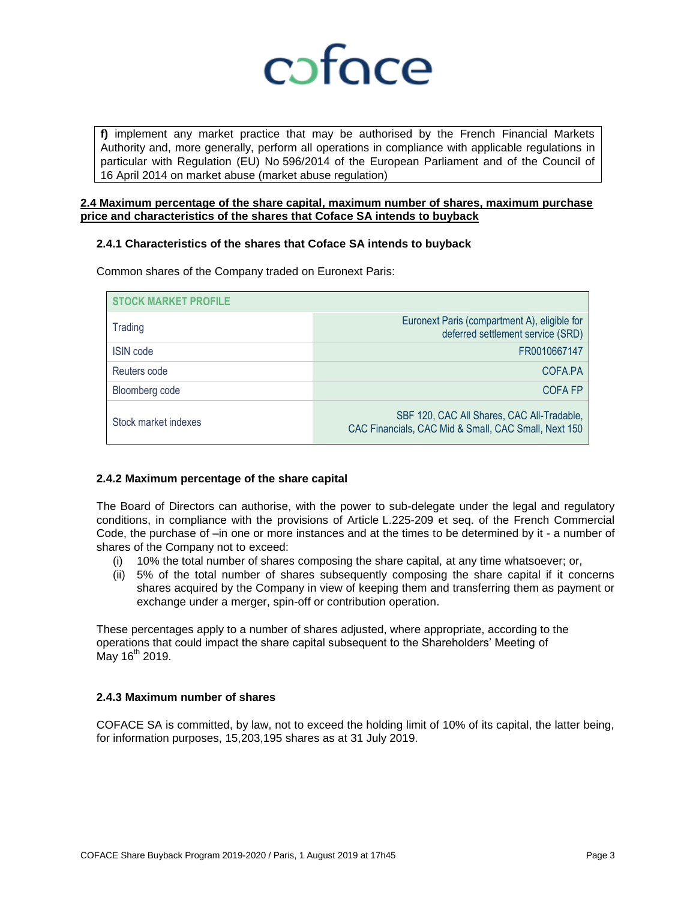**f)** implement any market practice that may be authorised by the French Financial Markets Authority and, more generally, perform all operations in compliance with applicable regulations in particular with Regulation (EU) No 596/2014 of the European Parliament and of the Council of 16 April 2014 on market abuse (market abuse regulation)

## 2.4 Maximum percentage of the share capital, maximum number of shares, maximum purchase price and characteristics of the shares that Coface SA intends to buyback

### 2.4.1 Characteristics of the shares that Coface SA intends to buyback

Common shares of the Company traded on Euronext Paris:

| STOCK MARKET PROFILE | |
|---|---|
| Trading | Euronext Paris (compartment A), eligible for deferred settlement service (SRD) |
| ISIN code | FR0010667147 |
| Reuters code | COFA.PA |
| Bloomberg code | COFA FP |
| Stock market indexes | SBF 120, CAC All Shares, CAC All-Tradable, CAC Financials, CAC Mid & Small, CAC Small, Next 150 |

### 2.4.2 Maximum percentage of the share capital

The Board of Directors can authorise, with the power to sub-delegate under the legal and regulatory conditions, in compliance with the provisions of Article L.225-209 et seq. of the French Commercial Code, the purchase of –in one or more instances and at the times to be determined by it - a number of shares of the Company not to exceed:

(i) 10% the total number of shares composing the share capital, at any time whatsoever; or,

(ii) 5% of the total number of shares subsequently composing the share capital if it concerns shares acquired by the Company in view of keeping them and transferring them as payment or exchange under a merger, spin-off or contribution operation.

These percentages apply to a number of shares adjusted, where appropriate, according to the operations that could impact the share capital subsequent to the Shareholders' Meeting of May 16th 2019.

### 2.4.3 Maximum number of shares

COFACE SA is committed, by law, not to exceed the holding limit of 10% of its capital, the latter being, for information purposes, 15,203,195 shares as at 31 July 2019.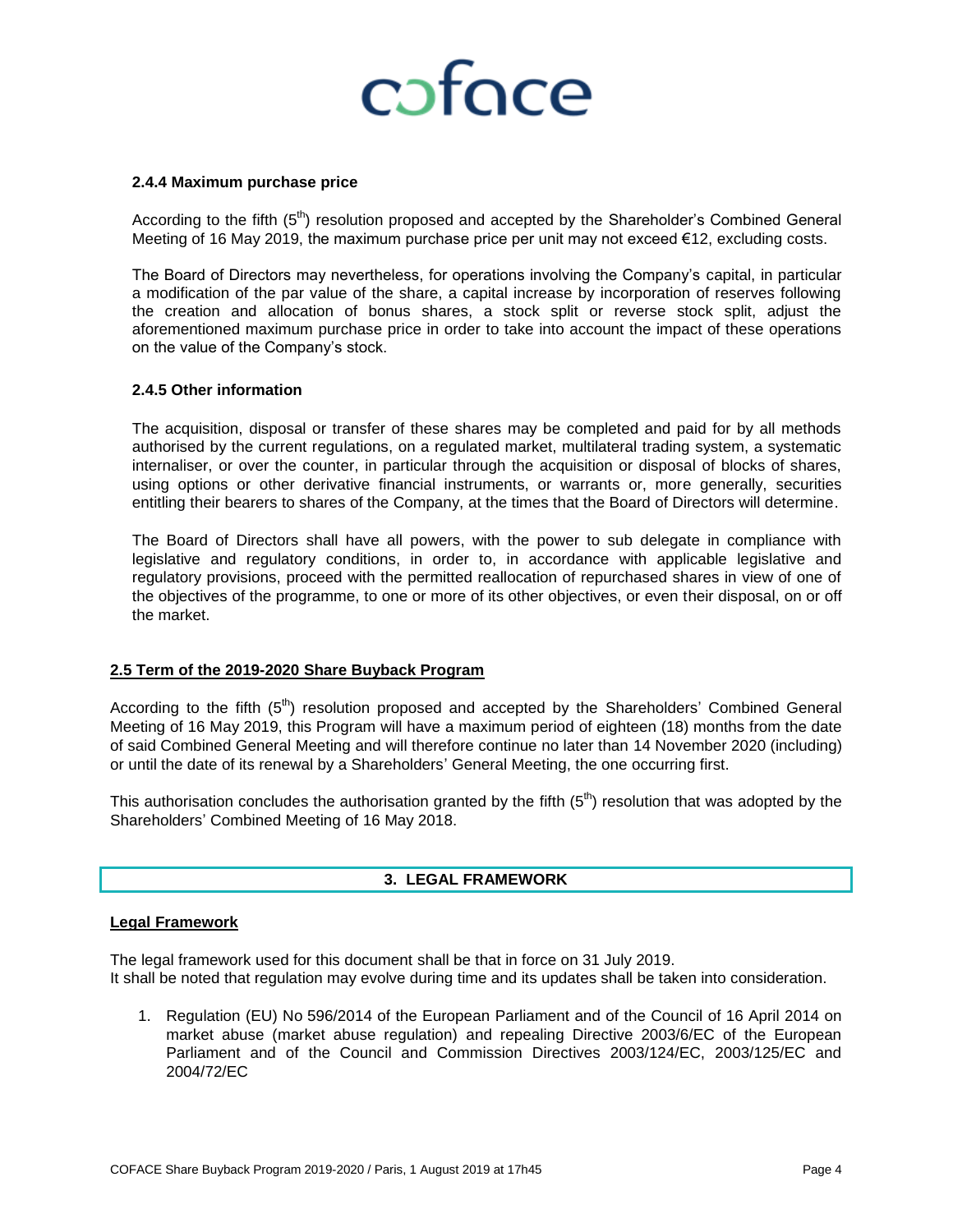#### 2.4.4 Maximum purchase price

According to the fifth (5th) resolution proposed and accepted by the Shareholder's Combined General Meeting of 16 May 2019, the maximum purchase price per unit may not exceed €12, excluding costs.

The Board of Directors may nevertheless, for operations involving the Company's capital, in particular a modification of the par value of the share, a capital increase by incorporation of reserves following the creation and allocation of bonus shares, a stock split or reverse stock split, adjust the aforementioned maximum purchase price in order to take into account the impact of these operations on the value of the Company's stock.

#### 2.4.5 Other information

The acquisition, disposal or transfer of these shares may be completed and paid for by all methods authorised by the current regulations, on a regulated market, multilateral trading system, a systematic internaliser, or over the counter, in particular through the acquisition or disposal of blocks of shares, using options or other derivative financial instruments, or warrants or, more generally, securities entitling their bearers to shares of the Company, at the times that the Board of Directors will determine.

The Board of Directors shall have all powers, with the power to sub delegate in compliance with legislative and regulatory conditions, in order to, in accordance with applicable legislative and regulatory provisions, proceed with the permitted reallocation of repurchased shares in view of one of the objectives of the programme, to one or more of its other objectives, or even their disposal, on or off the market.

### 2.5 Term of the 2019-2020 Share Buyback Program

According to the fifth (5th) resolution proposed and accepted by the Shareholders' Combined General Meeting of 16 May 2019, this Program will have a maximum period of eighteen (18) months from the date of said Combined General Meeting and will therefore continue no later than 14 November 2020 (including) or until the date of its renewal by a Shareholders' General Meeting, the one occurring first.

This authorisation concludes the authorisation granted by the fifth (5th) resolution that was adopted by the Shareholders' Combined Meeting of 16 May 2018.

## 3. LEGAL FRAMEWORK

### Legal Framework

The legal framework used for this document shall be that in force on 31 July 2019.
It shall be noted that regulation may evolve during time and its updates shall be taken into consideration.

1. Regulation (EU) No 596/2014 of the European Parliament and of the Council of 16 April 2014 on market abuse (market abuse regulation) and repealing Directive 2003/6/EC of the European Parliament and of the Council and Commission Directives 2003/124/EC, 2003/125/EC and 2004/72/EC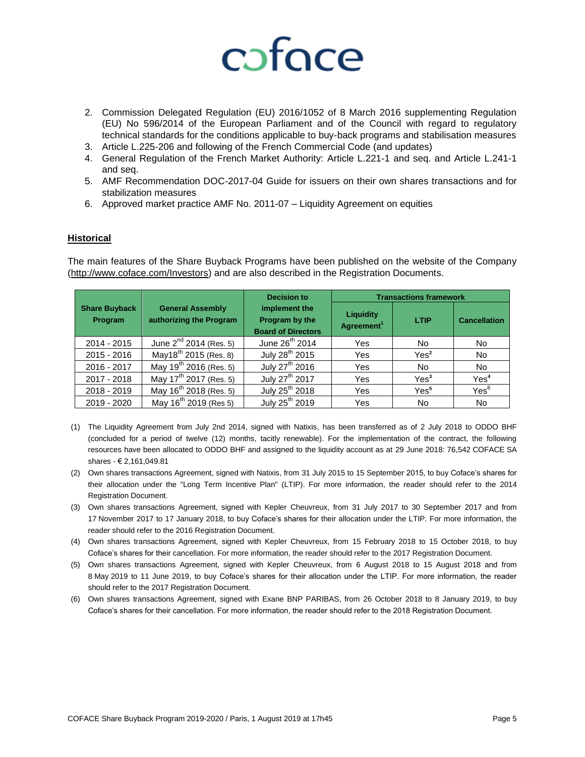2. Commission Delegated Regulation (EU) 2016/1052 of 8 March 2016 supplementing Regulation (EU) No 596/2014 of the European Parliament and of the Council with regard to regulatory technical standards for the conditions applicable to buy-back programs and stabilisation measures
3. Article L.225-206 and following of the French Commercial Code (and updates)
4. General Regulation of the French Market Authority: Article L.221-1 and seq. and Article L.241-1 and seq.
5. AMF Recommendation DOC-2017-04 Guide for issuers on their own shares transactions and for stabilization measures
6. Approved market practice AMF No. 2011-07 – Liquidity Agreement on equities

## Historical

The main features of the Share Buyback Programs have been published on the website of the Company (http://www.coface.com/Investors) and are also described in the Registration Documents.

| Share Buyback Program | General Assembly authorizing the Program | Decision to implement the Program by the Board of Directors | Transactions framework | | |
|---|---|---|---|---|---|
| | | | Liquidity Agreement[1] | LTIP | Cancellation |
| 2014 - 2015 | June 2nd 2014 (Res. 5) | June 26th 2014 | Yes | No | No |
| 2015 - 2016 | May18th 2015 (Res. 8) | July 28th 2015 | Yes | Yes[2] | No |
| 2016 - 2017 | May 19th 2016 (Res. 5) | July 27th 2016 | Yes | No | No |
| 2017 - 2018 | May 17th 2017 (Res. 5) | July 27th 2017 | Yes | Yes[3] | Yes[4] |
| 2018 - 2019 | May 16th 2018 (Res. 5) | July 25th 2018 | Yes | Yes[5] | Yes[6] |
| 2019 - 2020 | May 16th 2019 (Res 5) | July 25th 2019 | Yes | No | No |

(1) The Liquidity Agreement from July 2nd 2014, signed with Natixis, has been transferred as of 2 July 2018 to ODDO BHF (concluded for a period of twelve (12) months, tacitly renewable). For the implementation of the contract, the following resources have been allocated to ODDO BHF and assigned to the liquidity account as at 29 June 2018: 76,542 COFACE SA shares - € 2,161,049.81

(2) Own shares transactions Agreement, signed with Natixis, from 31 July 2015 to 15 September 2015, to buy Coface's shares for their allocation under the "Long Term Incentive Plan" (LTIP). For more information, the reader should refer to the 2014 Registration Document.

(3) Own shares transactions Agreement, signed with Kepler Cheuvreux, from 31 July 2017 to 30 September 2017 and from 17 November 2017 to 17 January 2018, to buy Coface's shares for their allocation under the LTIP. For more information, the reader should refer to the 2016 Registration Document.

(4) Own shares transactions Agreement, signed with Kepler Cheuvreux, from 15 February 2018 to 15 October 2018, to buy Coface's shares for their cancellation. For more information, the reader should refer to the 2017 Registration Document.

(5) Own shares transactions Agreement, signed with Kepler Cheuvreux, from 6 August 2018 to 15 August 2018 and from 8 May 2019 to 11 June 2019, to buy Coface's shares for their allocation under the LTIP. For more information, the reader should refer to the 2017 Registration Document.

(6) Own shares transactions Agreement, signed with Exane BNP PARIBAS, from 26 October 2018 to 8 January 2019, to buy Coface's shares for their cancellation. For more information, the reader should refer to the 2018 Registration Document.